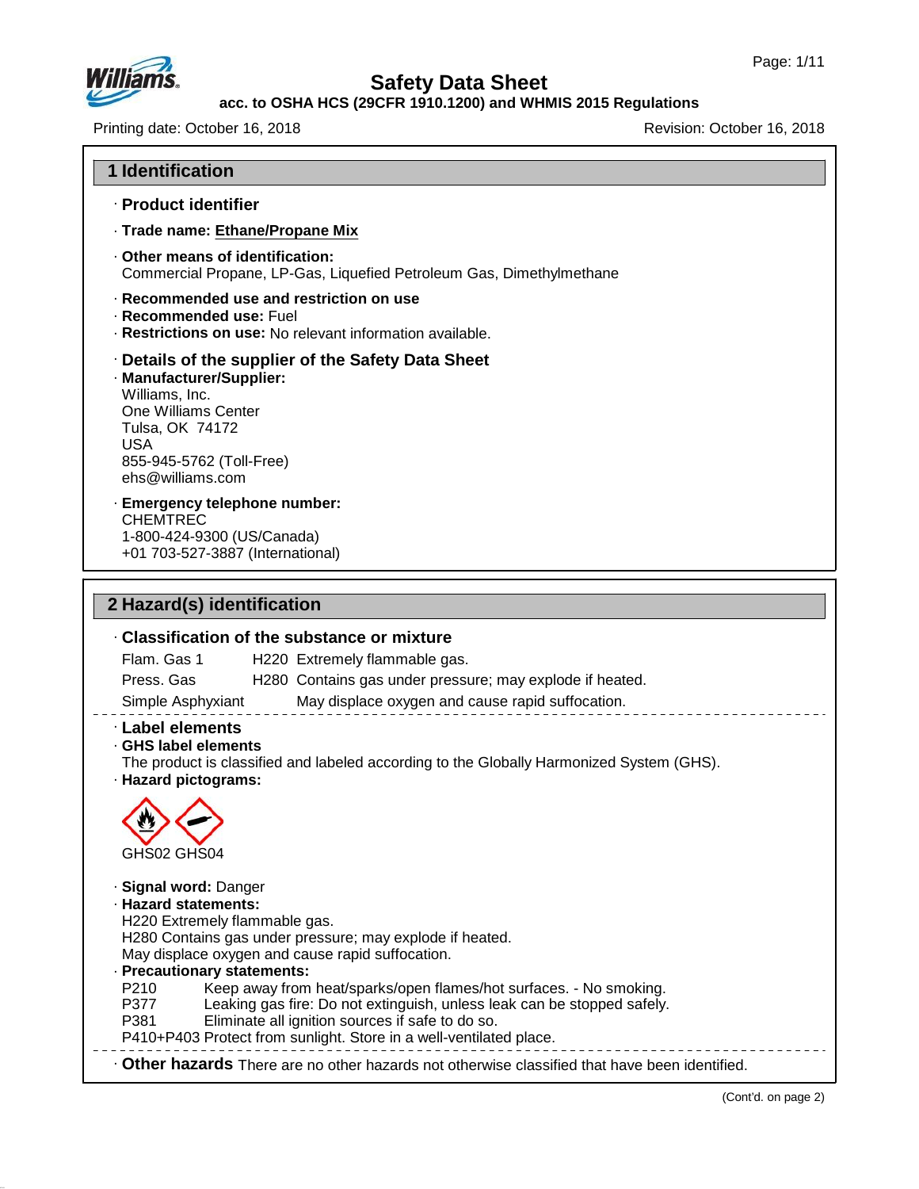# Safety Data Sheet

**acc. to OSHA HCS (29CFR 1910.1200) and WHMIS 2015 Regulations**

Printing date: October 16, 2018 Revision: October 16, 2018

## 1 Identification

· **Product identifier**

· **Trade name: Ethane/Propane Mix**

· **Other means of identification:**
Commercial Propane, LP-Gas, Liquefied Petroleum Gas, Dimethylmethane

· **Recommended use and restriction on use**
· **Recommended use:** Fuel
· **Restrictions on use:** No relevant information available.

· **Details of the supplier of the Safety Data Sheet**
· **Manufacturer/Supplier:**
Williams, Inc.
One Williams Center
Tulsa, OK 74172
USA
855-945-5762 (Toll-Free)
ehs@williams.com

· **Emergency telephone number:**
CHEMTREC
1-800-424-9300 (US/Canada)
+01 703-527-3887 (International)

## 2 Hazard(s) identification

· **Classification of the substance or mixture**

| | | |
|---|---|---|
| Flam. Gas 1 | H220 | Extremely flammable gas. |
| Press. Gas | H280 | Contains gas under pressure; may explode if heated. |
| Simple Asphyxiant | | May displace oxygen and cause rapid suffocation. |

· **Label elements**
· **GHS label elements**
The product is classified and labeled according to the Globally Harmonized System (GHS).
· **Hazard pictograms:**

GHS02 GHS04

· **Signal word:** Danger
· **Hazard statements:**
H220 Extremely flammable gas.
H280 Contains gas under pressure; may explode if heated.
May displace oxygen and cause rapid suffocation.
· **Precautionary statements:**
P210 Keep away from heat/sparks/open flames/hot surfaces. - No smoking.
P377 Leaking gas fire: Do not extinguish, unless leak can be stopped safely.
P381 Eliminate all ignition sources if safe to do so.
P410+P403 Protect from sunlight. Store in a well-ventilated place.

· **Other hazards** There are no other hazards not otherwise classified that have been identified.

(Cont'd. on page 2)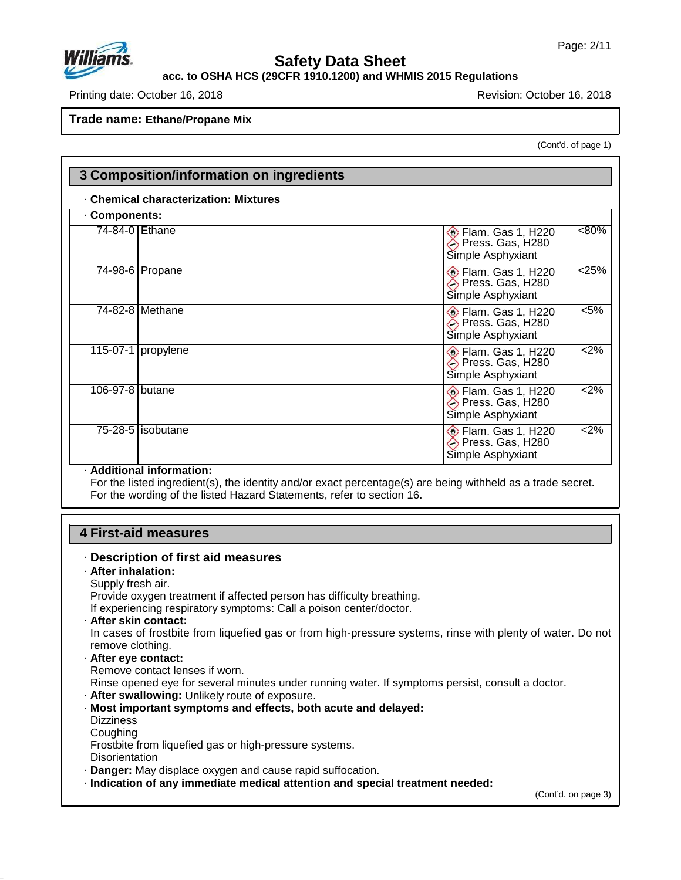**Trade name: Ethane/Propane Mix**

(Cont'd. of page 1)

## 3 Composition/information on ingredients

· **Chemical characterization: Mixtures**

· **Components:**

| CAS | Name | Classification | % |
|---|---|---|---|
| 74-84-0 | Ethane | Flam. Gas 1, H220<br>Press. Gas, H280<br>Simple Asphyxiant | <80% |
| 74-98-6 | Propane | Flam. Gas 1, H220<br>Press. Gas, H280<br>Simple Asphyxiant | <25% |
| 74-82-8 | Methane | Flam. Gas 1, H220<br>Press. Gas, H280<br>Simple Asphyxiant | <5% |
| 115-07-1 | propylene | Flam. Gas 1, H220<br>Press. Gas, H280<br>Simple Asphyxiant | <2% |
| 106-97-8 | butane | Flam. Gas 1, H220<br>Press. Gas, H280<br>Simple Asphyxiant | <2% |
| 75-28-5 | isobutane | Flam. Gas 1, H220<br>Press. Gas, H280<br>Simple Asphyxiant | <2% |

· **Additional information:**
For the listed ingredient(s), the identity and/or exact percentage(s) are being withheld as a trade secret.
For the wording of the listed Hazard Statements, refer to section 16.

## 4 First-aid measures

### · Description of first aid measures

· **After inhalation:**
Supply fresh air.
Provide oxygen treatment if affected person has difficulty breathing.
If experiencing respiratory symptoms: Call a poison center/doctor.

· **After skin contact:**
In cases of frostbite from liquefied gas or from high-pressure systems, rinse with plenty of water. Do not remove clothing.

· **After eye contact:**
Remove contact lenses if worn.
Rinse opened eye for several minutes under running water. If symptoms persist, consult a doctor.

· **After swallowing:** Unlikely route of exposure.

· **Most important symptoms and effects, both acute and delayed:**
Dizziness
Coughing
Frostbite from liquefied gas or high-pressure systems.
Disorientation

· **Danger:** May displace oxygen and cause rapid suffocation.

· **Indication of any immediate medical attention and special treatment needed:**

(Cont'd. on page 3)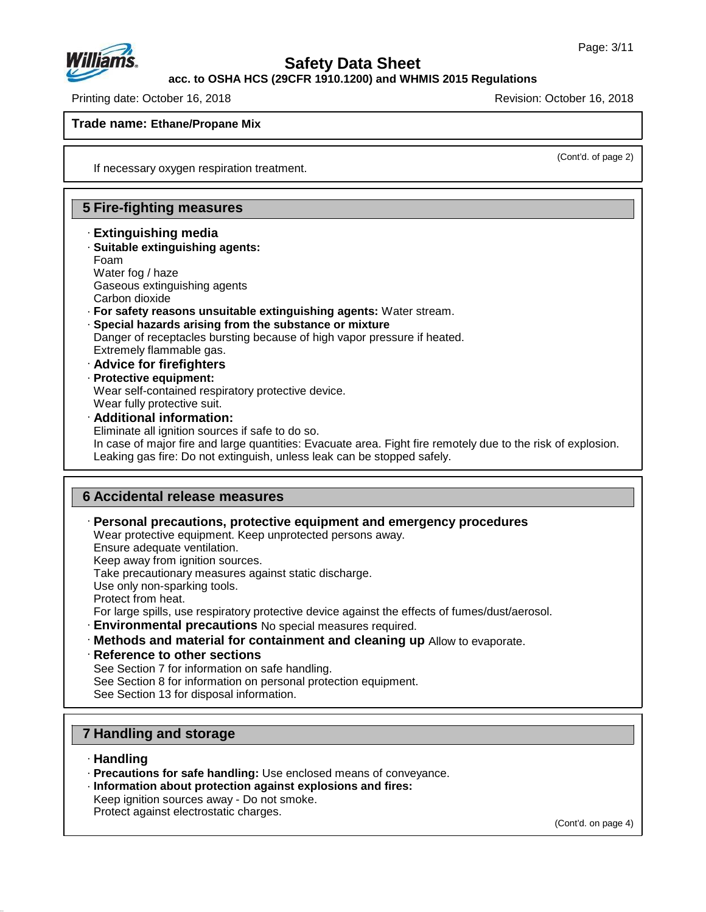If necessary oxygen respiration treatment.

## 5 Fire-fighting measures

· **Extinguishing media**

· **Suitable extinguishing agents:**
Foam
Water fog / haze
Gaseous extinguishing agents
Carbon dioxide

· **For safety reasons unsuitable extinguishing agents:** Water stream.

· **Special hazards arising from the substance or mixture**
Danger of receptacles bursting because of high vapor pressure if heated.
Extremely flammable gas.

· **Advice for firefighters**

· **Protective equipment:**
Wear self-contained respiratory protective device.
Wear fully protective suit.

· **Additional information:**
Eliminate all ignition sources if safe to do so.
In case of major fire and large quantities: Evacuate area. Fight fire remotely due to the risk of explosion.
Leaking gas fire: Do not extinguish, unless leak can be stopped safely.

## 6 Accidental release measures

· **Personal precautions, protective equipment and emergency procedures**
Wear protective equipment. Keep unprotected persons away.
Ensure adequate ventilation.
Keep away from ignition sources.
Take precautionary measures against static discharge.
Use only non-sparking tools.
Protect from heat.
For large spills, use respiratory protective device against the effects of fumes/dust/aerosol.

· **Environmental precautions** No special measures required.

· **Methods and material for containment and cleaning up** Allow to evaporate.

· **Reference to other sections**
See Section 7 for information on safe handling.
See Section 8 for information on personal protection equipment.
See Section 13 for disposal information.

## 7 Handling and storage

· **Handling**

· **Precautions for safe handling:** Use enclosed means of conveyance.

· **Information about protection against explosions and fires:**
Keep ignition sources away - Do not smoke.
Protect against electrostatic charges.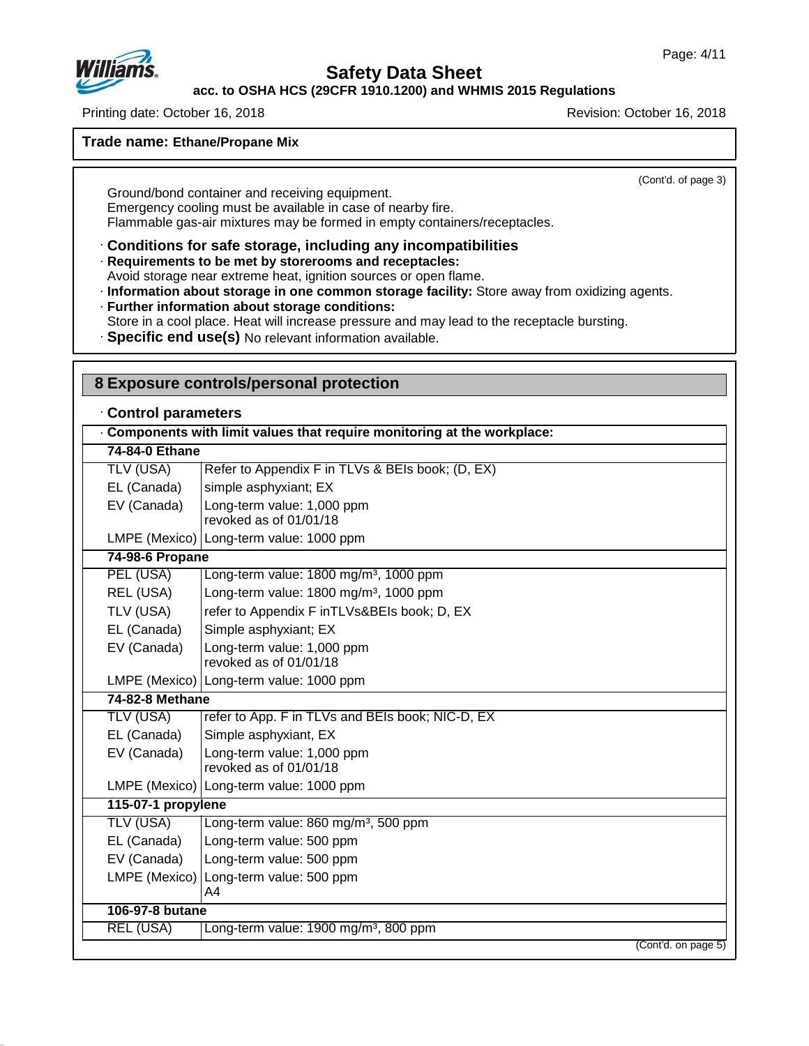**Trade name: Ethane/Propane Mix**

(Cont'd. of page 3)

Ground/bond container and receiving equipment.
Emergency cooling must be available in case of nearby fire.
Flammable gas-air mixtures may be formed in empty containers/receptacles.

· **Conditions for safe storage, including any incompatibilities**
· **Requirements to be met by storerooms and receptacles:**
Avoid storage near extreme heat, ignition sources or open flame.
· **Information about storage in one common storage facility:** Store away from oxidizing agents.
· **Further information about storage conditions:**
Store in a cool place. Heat will increase pressure and may lead to the receptacle bursting.
· **Specific end use(s)** No relevant information available.

## 8 Exposure controls/personal protection

· **Control parameters**

| · **Components with limit values that require monitoring at the workplace:** | |
|---|---|
| **74-84-0 Ethane** | |
| TLV (USA) | Refer to Appendix F in TLVs & BEIs book; (D, EX) |
| EL (Canada) | simple asphyxiant; EX |
| EV (Canada) | Long-term value: 1,000 ppm<br>revoked as of 01/01/18 |
| LMPE (Mexico) | Long-term value: 1000 ppm |
| **74-98-6 Propane** | |
| PEL (USA) | Long-term value: 1800 mg/m³, 1000 ppm |
| REL (USA) | Long-term value: 1800 mg/m³, 1000 ppm |
| TLV (USA) | refer to Appendix F inTLVs&BEIs book; D, EX |
| EL (Canada) | Simple asphyxiant; EX |
| EV (Canada) | Long-term value: 1,000 ppm<br>revoked as of 01/01/18 |
| LMPE (Mexico) | Long-term value: 1000 ppm |
| **74-82-8 Methane** | |
| TLV (USA) | refer to App. F in TLVs and BEIs book; NIC-D, EX |
| EL (Canada) | Simple asphyxiant, EX |
| EV (Canada) | Long-term value: 1,000 ppm<br>revoked as of 01/01/18 |
| LMPE (Mexico) | Long-term value: 1000 ppm |
| **115-07-1 propylene** | |
| TLV (USA) | Long-term value: 860 mg/m³, 500 ppm |
| EL (Canada) | Long-term value: 500 ppm |
| EV (Canada) | Long-term value: 500 ppm |
| LMPE (Mexico) | Long-term value: 500 ppm<br>A4 |
| **106-97-8 butane** | |
| REL (USA) | Long-term value: 1900 mg/m³, 800 ppm |

(Cont'd. on page 5)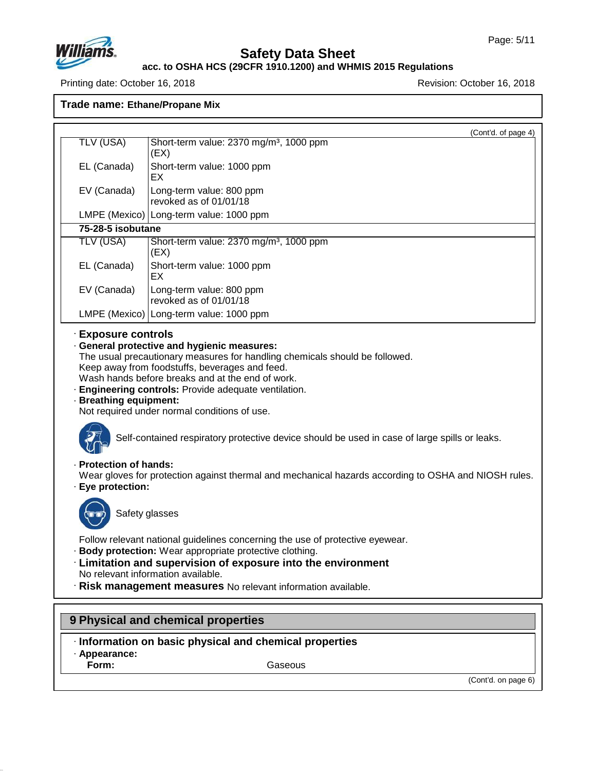**Trade name: Ethane/Propane Mix**

(Cont'd. of page 4)

| | |
|---|---|
| TLV (USA) | Short-term value: 2370 mg/m³, 1000 ppm (EX) |
| EL (Canada) | Short-term value: 1000 ppm EX |
| EV (Canada) | Long-term value: 800 ppm revoked as of 01/01/18 |
| LMPE (Mexico) | Long-term value: 1000 ppm |
| **75-28-5 isobutane** | |
| TLV (USA) | Short-term value: 2370 mg/m³, 1000 ppm (EX) |
| EL (Canada) | Short-term value: 1000 ppm EX |
| EV (Canada) | Long-term value: 800 ppm revoked as of 01/01/18 |
| LMPE (Mexico) | Long-term value: 1000 ppm |

· **Exposure controls**

· **General protective and hygienic measures:**
The usual precautionary measures for handling chemicals should be followed.
Keep away from foodstuffs, beverages and feed.
Wash hands before breaks and at the end of work.

· **Engineering controls:** Provide adequate ventilation.

· **Breathing equipment:**
Not required under normal conditions of use.

Self-contained respiratory protective device should be used in case of large spills or leaks.

· **Protection of hands:**
Wear gloves for protection against thermal and mechanical hazards according to OSHA and NIOSH rules.

· **Eye protection:**

Safety glasses

Follow relevant national guidelines concerning the use of protective eyewear.

· **Body protection:** Wear appropriate protective clothing.

· **Limitation and supervision of exposure into the environment**
No relevant information available.

· **Risk management measures** No relevant information available.

## 9 Physical and chemical properties

· **Information on basic physical and chemical properties**

· **Appearance:**

| | |
|---|---|
| **Form:** | Gaseous |

(Cont'd. on page 6)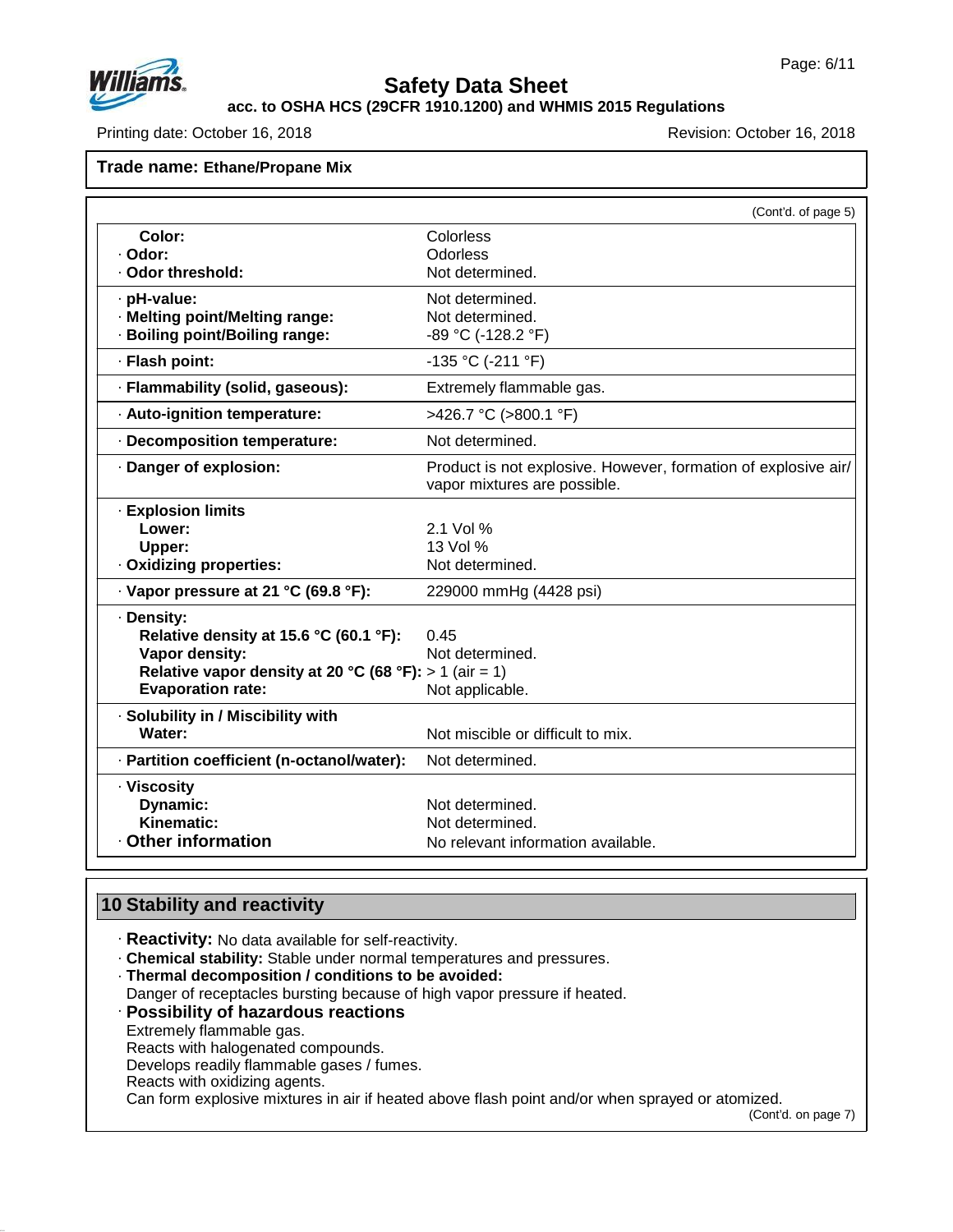**Trade name: Ethane/Propane Mix**

(Cont'd. of page 5)

| | |
|---|---|
| **Color:** | Colorless |
| · **Odor:** | Odorless |
| · **Odor threshold:** | Not determined. |
| · **pH-value:** | Not determined. |
| · **Melting point/Melting range:** | Not determined. |
| · **Boiling point/Boiling range:** | -89 °C (-128.2 °F) |
| · **Flash point:** | -135 °C (-211 °F) |
| · **Flammability (solid, gaseous):** | Extremely flammable gas. |
| · **Auto-ignition temperature:** | >426.7 °C (>800.1 °F) |
| · **Decomposition temperature:** | Not determined. |
| · **Danger of explosion:** | Product is not explosive. However, formation of explosive air/vapor mixtures are possible. |
| · **Explosion limits** | |
| **Lower:** | 2.1 Vol % |
| **Upper:** | 13 Vol % |
| · **Oxidizing properties:** | Not determined. |
| · **Vapor pressure at 21 °C (69.8 °F):** | 229000 mmHg (4428 psi) |
| · **Density:** | |
| **Relative density at 15.6 °C (60.1 °F):** | 0.45 |
| **Vapor density:** | Not determined. |
| **Relative vapor density at 20 °C (68 °F):** | > 1 (air = 1) |
| **Evaporation rate:** | Not applicable. |
| · **Solubility in / Miscibility with** | |
| **Water:** | Not miscible or difficult to mix. |
| · **Partition coefficient (n-octanol/water):** | Not determined. |
| · **Viscosity** | |
| **Dynamic:** | Not determined. |
| **Kinematic:** | Not determined. |
| · **Other information** | No relevant information available. |

## 10 Stability and reactivity

· **Reactivity:** No data available for self-reactivity.

· **Chemical stability:** Stable under normal temperatures and pressures.

· **Thermal decomposition / conditions to be avoided:**
Danger of receptacles bursting because of high vapor pressure if heated.

· **Possibility of hazardous reactions**
Extremely flammable gas.
Reacts with halogenated compounds.
Develops readily flammable gases / fumes.
Reacts with oxidizing agents.
Can form explosive mixtures in air if heated above flash point and/or when sprayed or atomized.

(Cont'd. on page 7)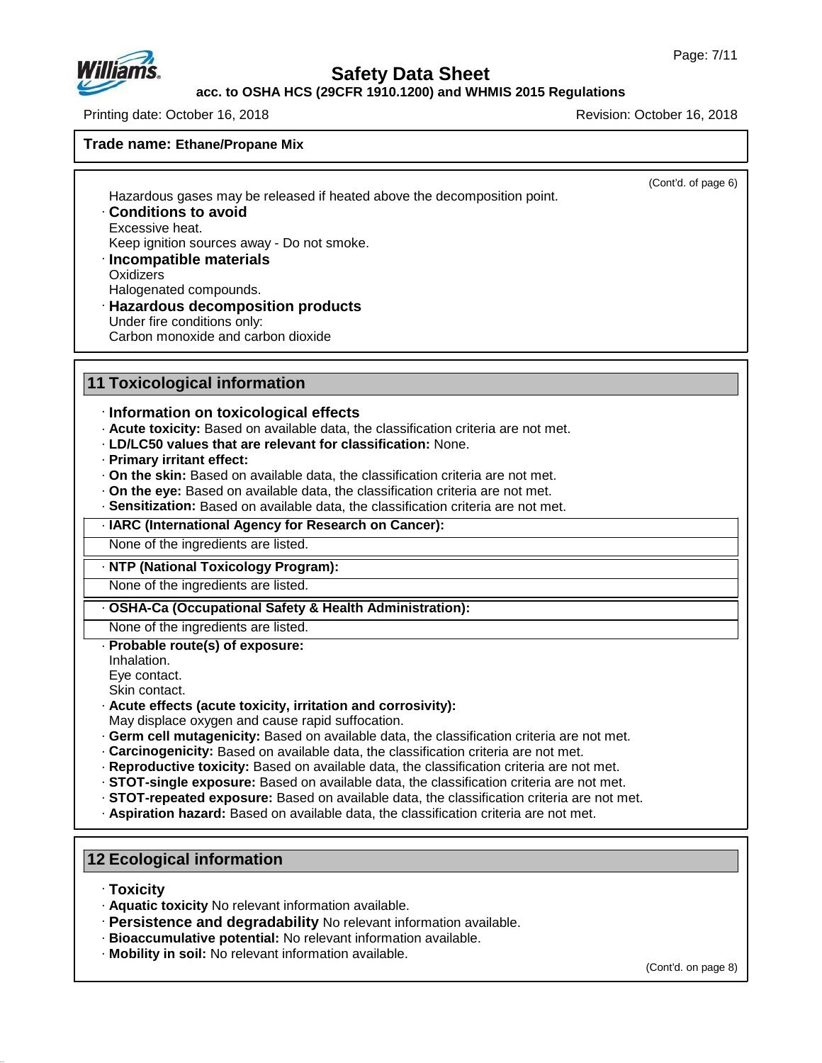**Trade name: Ethane/Propane Mix**

(Cont'd. of page 6)

Hazardous gases may be released if heated above the decomposition point.

· **Conditions to avoid**
Excessive heat.
Keep ignition sources away - Do not smoke.

· **Incompatible materials**
Oxidizers
Halogenated compounds.

· **Hazardous decomposition products**
Under fire conditions only:
Carbon monoxide and carbon dioxide

## 11 Toxicological information

· **Information on toxicological effects**
· **Acute toxicity:** Based on available data, the classification criteria are not met.
· **LD/LC50 values that are relevant for classification:** None.
· **Primary irritant effect:**
· **On the skin:** Based on available data, the classification criteria are not met.
· **On the eye:** Based on available data, the classification criteria are not met.
· **Sensitization:** Based on available data, the classification criteria are not met.

| · IARC (International Agency for Research on Cancer): |
| --- |
| None of the ingredients are listed. |

| · NTP (National Toxicology Program): |
| --- |
| None of the ingredients are listed. |

| · OSHA-Ca (Occupational Safety & Health Administration): |
| --- |
| None of the ingredients are listed. |

· **Probable route(s) of exposure:**
Inhalation.
Eye contact.
Skin contact.
· **Acute effects (acute toxicity, irritation and corrosivity):**
May displace oxygen and cause rapid suffocation.
· **Germ cell mutagenicity:** Based on available data, the classification criteria are not met.
· **Carcinogenicity:** Based on available data, the classification criteria are not met.
· **Reproductive toxicity:** Based on available data, the classification criteria are not met.
· **STOT-single exposure:** Based on available data, the classification criteria are not met.
· **STOT-repeated exposure:** Based on available data, the classification criteria are not met.
· **Aspiration hazard:** Based on available data, the classification criteria are not met.

## 12 Ecological information

· **Toxicity**
· **Aquatic toxicity** No relevant information available.
· **Persistence and degradability** No relevant information available.
· **Bioaccumulative potential:** No relevant information available.
· **Mobility in soil:** No relevant information available.

(Cont'd. on page 8)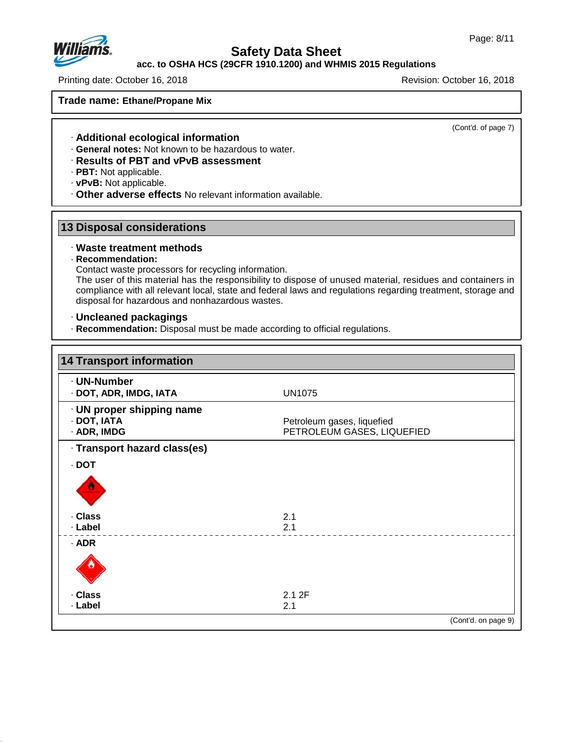Trade name: **Ethane/Propane Mix**

(Cont'd. of page 7)

· **Additional ecological information**
· **General notes:** Not known to be hazardous to water.
· **Results of PBT and vPvB assessment**
· **PBT:** Not applicable.
· **vPvB:** Not applicable.
· **Other adverse effects** No relevant information available.

## 13 Disposal considerations

· **Waste treatment methods**
· **Recommendation:**
Contact waste processors for recycling information.
The user of this material has the responsibility to dispose of unused material, residues and containers in compliance with all relevant local, state and federal laws and regulations regarding treatment, storage and disposal for hazardous and nonhazardous wastes.

· **Uncleaned packagings**
· **Recommendation:** Disposal must be made according to official regulations.

## 14 Transport information

| | |
|---|---|
| · **UN-Number** | |
| · **DOT, ADR, IMDG, IATA** | UN1075 |
| · **UN proper shipping name** | |
| · **DOT, IATA** | Petroleum gases, liquefied |
| · **ADR, IMDG** | PETROLEUM GASES, LIQUEFIED |
| · **Transport hazard class(es)** | |
| · **DOT** | |
| · **Class** | 2.1 |
| · **Label** | 2.1 |
| · **ADR** | |
| · **Class** | 2.1 2F |
| · **Label** | 2.1 |

(Cont'd. on page 9)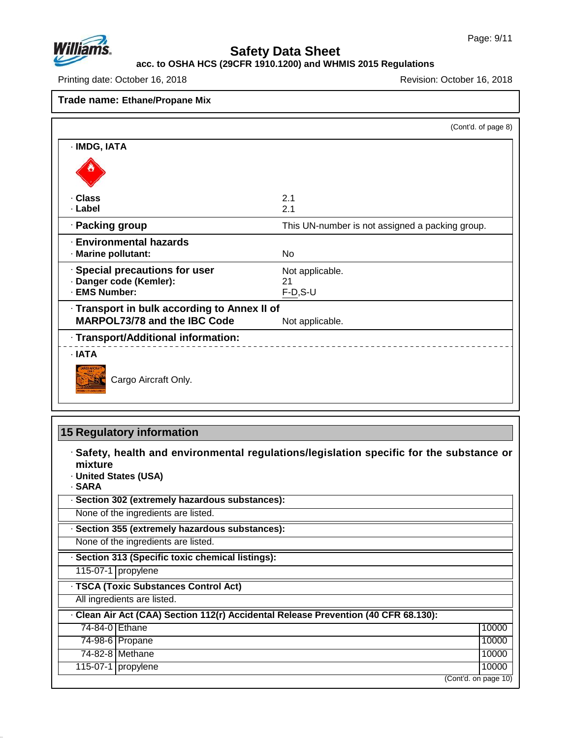**Trade name: Ethane/Propane Mix**

(Cont'd. of page 8)

· **IMDG, IATA**

· **Class** 2.1
· **Label** 2.1

· **Packing group** This UN-number is not assigned a packing group.

· **Environmental hazards**
· **Marine pollutant:** No

· **Special precautions for user** Not applicable.
· **Danger code (Kemler):** 21
· **EMS Number:** F-D,S-U

· **Transport in bulk according to Annex II of MARPOL73/78 and the IBC Code** Not applicable.

· **Transport/Additional information:**

· **IATA**

Cargo Aircraft Only.

## 15 Regulatory information

· **Safety, health and environmental regulations/legislation specific for the substance or mixture**
· **United States (USA)**
· **SARA**

· **Section 302 (extremely hazardous substances):**

None of the ingredients are listed.

· **Section 355 (extremely hazardous substances):**

None of the ingredients are listed.

· **Section 313 (Specific toxic chemical listings):**

| | |
|---|---|
| 115-07-1 | propylene |

· **TSCA (Toxic Substances Control Act)**

All ingredients are listed.

· **Clean Air Act (CAA) Section 112(r) Accidental Release Prevention (40 CFR 68.130):**

| | | |
|---|---|---|
| 74-84-0 | Ethane | 10000 |
| 74-98-6 | Propane | 10000 |
| 74-82-8 | Methane | 10000 |
| 115-07-1 | propylene | 10000 |

(Cont'd. on page 10)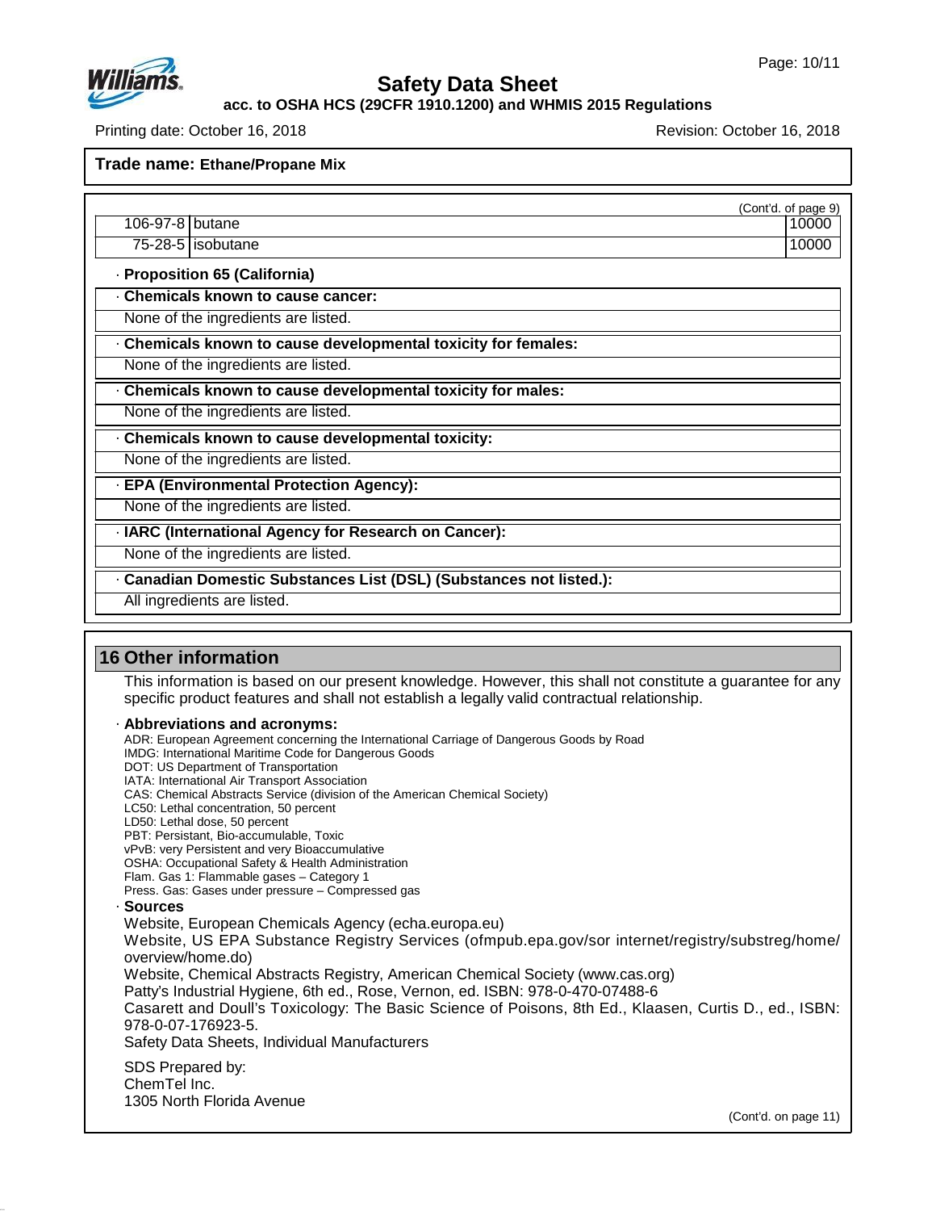Trade name: **Ethane/Propane Mix**

(Cont'd. of page 9)

| | | |
|---|---|---|
| 106-97-8 | butane | 10000 |
| 75-28-5 | isobutane | 10000 |

· **Proposition 65 (California)**

· **Chemicals known to cause cancer:**

None of the ingredients are listed.

· **Chemicals known to cause developmental toxicity for females:**

None of the ingredients are listed.

· **Chemicals known to cause developmental toxicity for males:**

None of the ingredients are listed.

· **Chemicals known to cause developmental toxicity:**

None of the ingredients are listed.

· **EPA (Environmental Protection Agency):**

None of the ingredients are listed.

· **IARC (International Agency for Research on Cancer):**

None of the ingredients are listed.

· **Canadian Domestic Substances List (DSL) (Substances not listed.):**

All ingredients are listed.

## 16 Other information

This information is based on our present knowledge. However, this shall not constitute a guarantee for any specific product features and shall not establish a legally valid contractual relationship.

· **Abbreviations and acronyms:**

ADR: European Agreement concerning the International Carriage of Dangerous Goods by Road
IMDG: International Maritime Code for Dangerous Goods
DOT: US Department of Transportation
IATA: International Air Transport Association
CAS: Chemical Abstracts Service (division of the American Chemical Society)
LC50: Lethal concentration, 50 percent
LD50: Lethal dose, 50 percent
PBT: Persistant, Bio-accumulable, Toxic
vPvB: very Persistent and very Bioaccumulative
OSHA: Occupational Safety & Health Administration
Flam. Gas 1: Flammable gases – Category 1
Press. Gas: Gases under pressure – Compressed gas

· **Sources**

Website, European Chemicals Agency (echa.europa.eu)
Website, US EPA Substance Registry Services (ofmpub.epa.gov/sor internet/registry/substreg/home/overview/home.do)
Website, Chemical Abstracts Registry, American Chemical Society (www.cas.org)
Patty's Industrial Hygiene, 6th ed., Rose, Vernon, ed. ISBN: 978-0-470-07488-6
Casarett and Doull's Toxicology: The Basic Science of Poisons, 8th Ed., Klaasen, Curtis D., ed., ISBN: 978-0-07-176923-5.
Safety Data Sheets, Individual Manufacturers

SDS Prepared by:
ChemTel Inc.
1305 North Florida Avenue

(Cont'd. on page 11)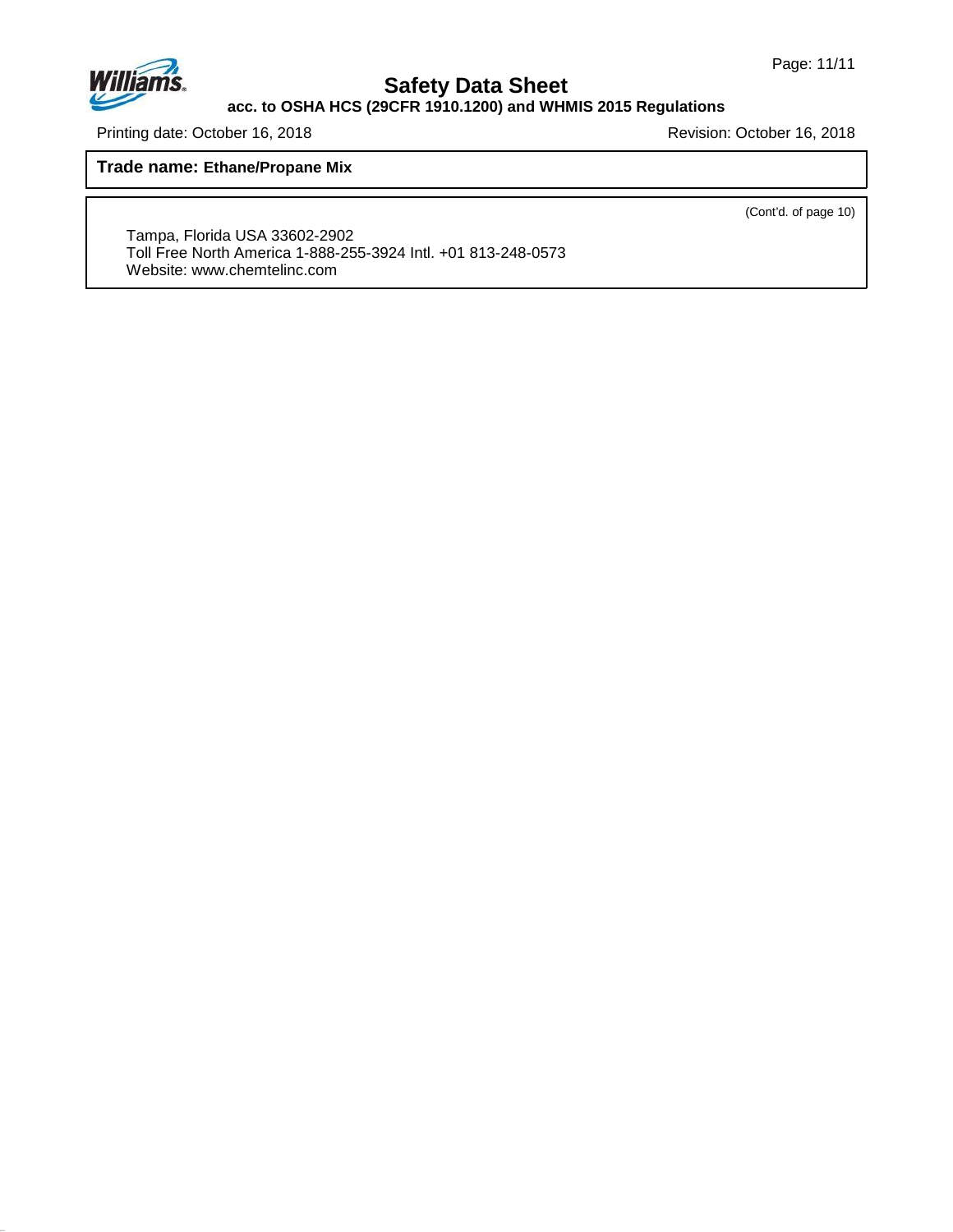**Trade name: Ethane/Propane Mix**

(Cont'd. of page 10)

Tampa, Florida USA 33602-2902
Toll Free North America 1-888-255-3924 Intl. +01 813-248-0573
Website: www.chemtelinc.com